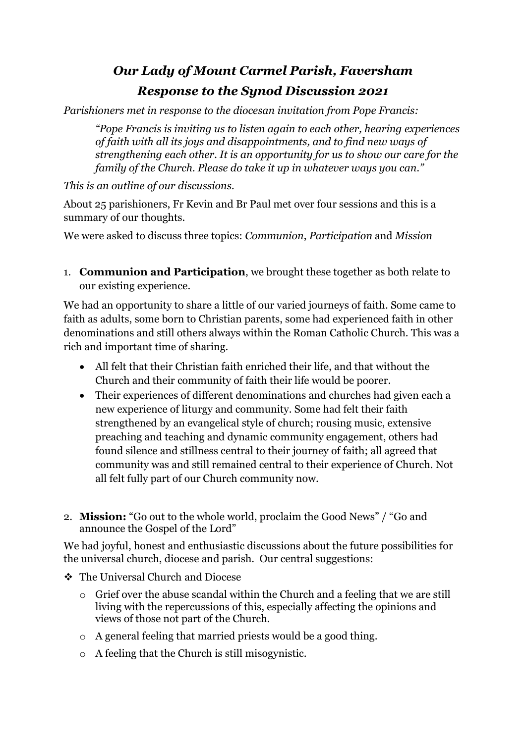# *Our Lady of Mount Carmel Parish, Faversham*
# *Response to the Synod Discussion 2021*

*Parishioners met in response to the diocesan invitation from Pope Francis:*

> *"Pope Francis is inviting us to listen again to each other, hearing experiences of faith with all its joys and disappointments, and to find new ways of strengthening each other. It is an opportunity for us to show our care for the family of the Church. Please do take it up in whatever ways you can."*

*This is an outline of our discussions.*

About 25 parishioners, Fr Kevin and Br Paul met over four sessions and this is a summary of our thoughts.

We were asked to discuss three topics: *Communion*, *Participation* and *Mission*

1. **Communion and Participation**, we brought these together as both relate to our existing experience.

We had an opportunity to share a little of our varied journeys of faith. Some came to faith as adults, some born to Christian parents, some had experienced faith in other denominations and still others always within the Roman Catholic Church. This was a rich and important time of sharing.

- All felt that their Christian faith enriched their life, and that without the Church and their community of faith their life would be poorer.
- Their experiences of different denominations and churches had given each a new experience of liturgy and community. Some had felt their faith strengthened by an evangelical style of church; rousing music, extensive preaching and teaching and dynamic community engagement, others had found silence and stillness central to their journey of faith; all agreed that community was and still remained central to their experience of Church. Not all felt fully part of our Church community now.

2. **Mission:** "Go out to the whole world, proclaim the Good News" / "Go and announce the Gospel of the Lord"

We had joyful, honest and enthusiastic discussions about the future possibilities for the universal church, diocese and parish. Our central suggestions:

- The Universal Church and Diocese
  - Grief over the abuse scandal within the Church and a feeling that we are still living with the repercussions of this, especially affecting the opinions and views of those not part of the Church.
  - A general feeling that married priests would be a good thing.
  - A feeling that the Church is still misogynistic.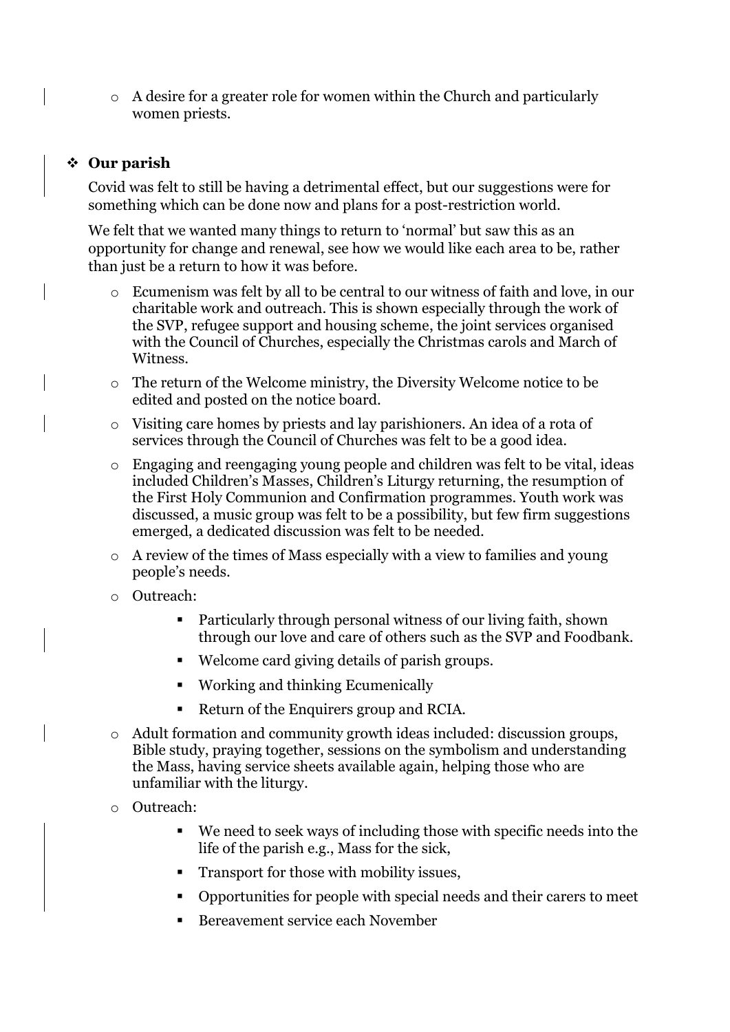- A desire for a greater role for women within the Church and particularly women priests.

- **Our parish**

  Covid was felt to still be having a detrimental effect, but our suggestions were for something which can be done now and plans for a post-restriction world.

  We felt that we wanted many things to return to 'normal' but saw this as an opportunity for change and renewal, see how we would like each area to be, rather than just be a return to how it was before.

  - Ecumenism was felt by all to be central to our witness of faith and love, in our charitable work and outreach. This is shown especially through the work of the SVP, refugee support and housing scheme, the joint services organised with the Council of Churches, especially the Christmas carols and March of Witness.
  - The return of the Welcome ministry, the Diversity Welcome notice to be edited and posted on the notice board.
  - Visiting care homes by priests and lay parishioners. An idea of a rota of services through the Council of Churches was felt to be a good idea.
  - Engaging and reengaging young people and children was felt to be vital, ideas included Children's Masses, Children's Liturgy returning, the resumption of the First Holy Communion and Confirmation programmes. Youth work was discussed, a music group was felt to be a possibility, but few firm suggestions emerged, a dedicated discussion was felt to be needed.
  - A review of the times of Mass especially with a view to families and young people's needs.
  - Outreach:
    - Particularly through personal witness of our living faith, shown through our love and care of others such as the SVP and Foodbank.
    - Welcome card giving details of parish groups.
    - Working and thinking Ecumenically
    - Return of the Enquirers group and RCIA.
  - Adult formation and community growth ideas included: discussion groups, Bible study, praying together, sessions on the symbolism and understanding the Mass, having service sheets available again, helping those who are unfamiliar with the liturgy.
  - Outreach:
    - We need to seek ways of including those with specific needs into the life of the parish e.g., Mass for the sick,
    - Transport for those with mobility issues,
    - Opportunities for people with special needs and their carers to meet
    - Bereavement service each November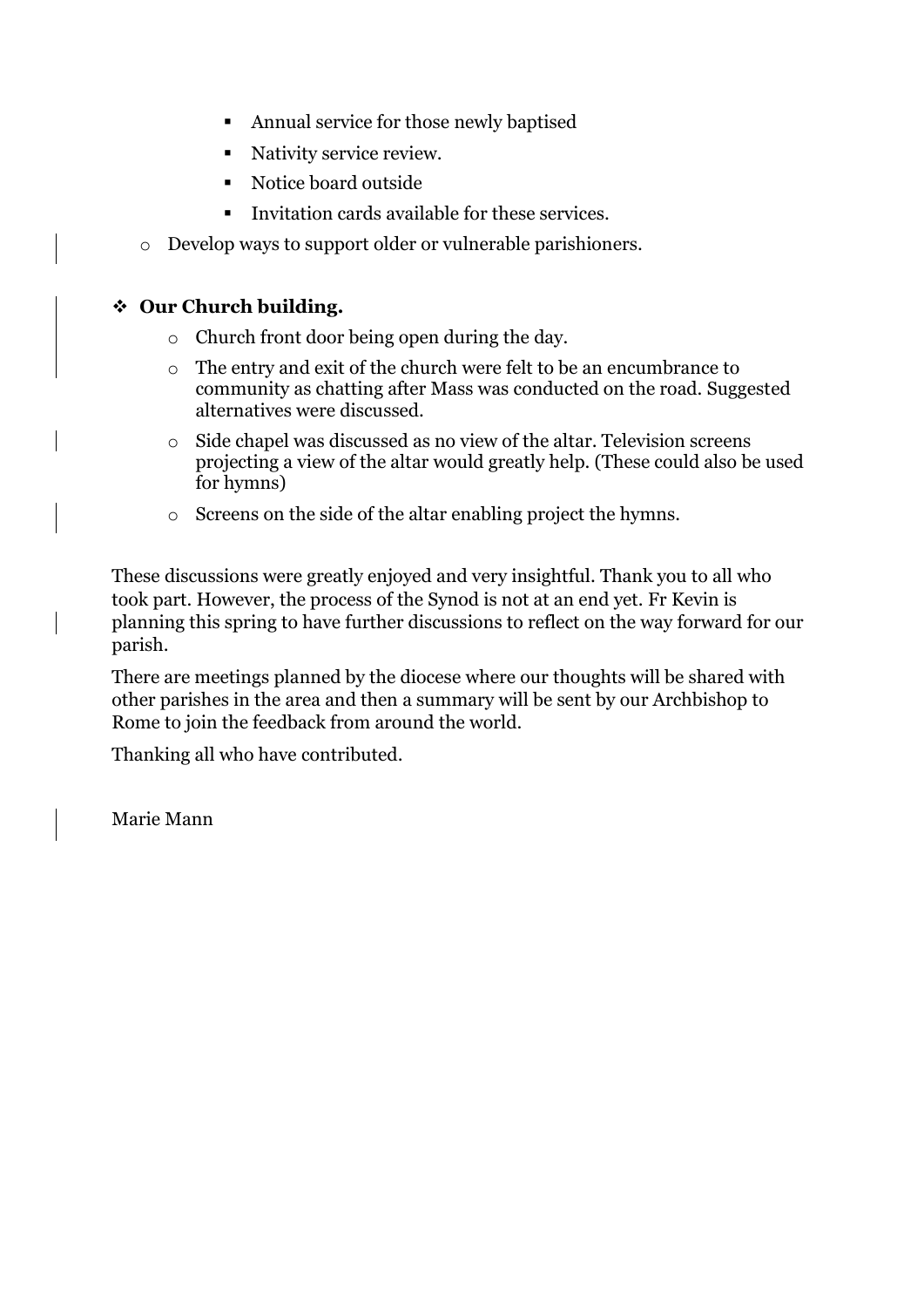- Annual service for those newly baptised
        - Nativity service review.
        - Notice board outside
        - Invitation cards available for these services.
    - Develop ways to support older or vulnerable parishioners.

- **Our Church building.**
    - Church front door being open during the day.
    - The entry and exit of the church were felt to be an encumbrance to community as chatting after Mass was conducted on the road. Suggested alternatives were discussed.
    - Side chapel was discussed as no view of the altar. Television screens projecting a view of the altar would greatly help. (These could also be used for hymns)
    - Screens on the side of the altar enabling project the hymns.

These discussions were greatly enjoyed and very insightful. Thank you to all who took part. However, the process of the Synod is not at an end yet. Fr Kevin is planning this spring to have further discussions to reflect on the way forward for our parish.

There are meetings planned by the diocese where our thoughts will be shared with other parishes in the area and then a summary will be sent by our Archbishop to Rome to join the feedback from around the world.

Thanking all who have contributed.

Marie Mann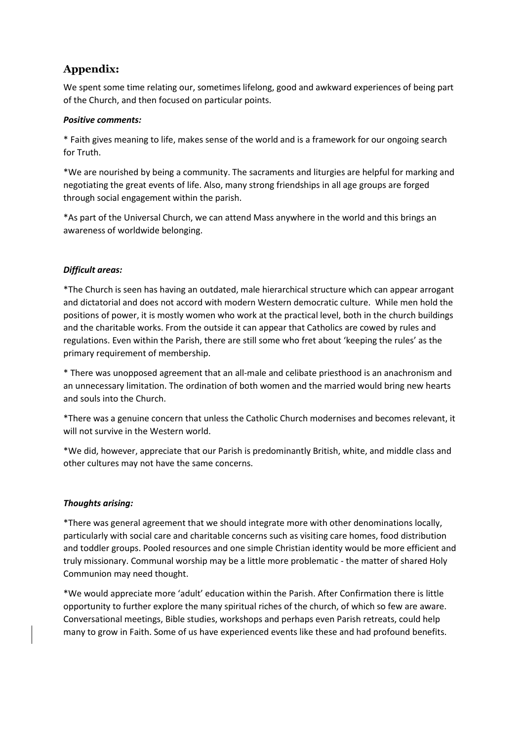## Appendix:

We spent some time relating our, sometimes lifelong, good and awkward experiences of being part of the Church, and then focused on particular points.

***Positive comments:***

* Faith gives meaning to life, makes sense of the world and is a framework for our ongoing search for Truth.

*We are nourished by being a community. The sacraments and liturgies are helpful for marking and negotiating the great events of life. Also, many strong friendships in all age groups are forged through social engagement within the parish.

*As part of the Universal Church, we can attend Mass anywhere in the world and this brings an awareness of worldwide belonging.

***Difficult areas:***

*The Church is seen has having an outdated, male hierarchical structure which can appear arrogant and dictatorial and does not accord with modern Western democratic culture. While men hold the positions of power, it is mostly women who work at the practical level, both in the church buildings and the charitable works. From the outside it can appear that Catholics are cowed by rules and regulations. Even within the Parish, there are still some who fret about 'keeping the rules' as the primary requirement of membership.

* There was unopposed agreement that an all-male and celibate priesthood is an anachronism and an unnecessary limitation. The ordination of both women and the married would bring new hearts and souls into the Church.

*There was a genuine concern that unless the Catholic Church modernises and becomes relevant, it will not survive in the Western world.

*We did, however, appreciate that our Parish is predominantly British, white, and middle class and other cultures may not have the same concerns.

***Thoughts arising:***

*There was general agreement that we should integrate more with other denominations locally, particularly with social care and charitable concerns such as visiting care homes, food distribution and toddler groups. Pooled resources and one simple Christian identity would be more efficient and truly missionary. Communal worship may be a little more problematic - the matter of shared Holy Communion may need thought.

*We would appreciate more 'adult' education within the Parish. After Confirmation there is little opportunity to further explore the many spiritual riches of the church, of which so few are aware. Conversational meetings, Bible studies, workshops and perhaps even Parish retreats, could help many to grow in Faith. Some of us have experienced events like these and had profound benefits.